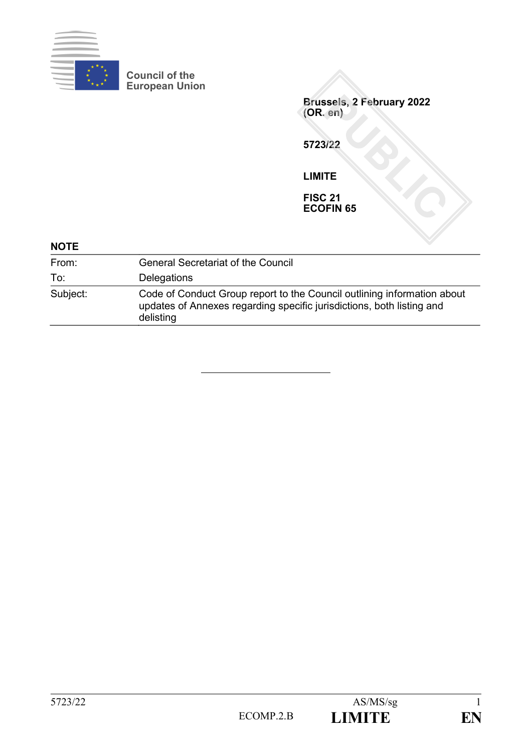Council of the European Union

**Brussels, 2 February 2022**
**(OR. en)**

**5723/22**

**LIMITE**

**FISC 21**
**ECOFIN 65**

**NOTE**

| | |
|---|---|
| From: | General Secretariat of the Council |
| To: | Delegations |
| Subject: | Code of Conduct Group report to the Council outlining information about updates of Annexes regarding specific jurisdictions, both listing and delisting |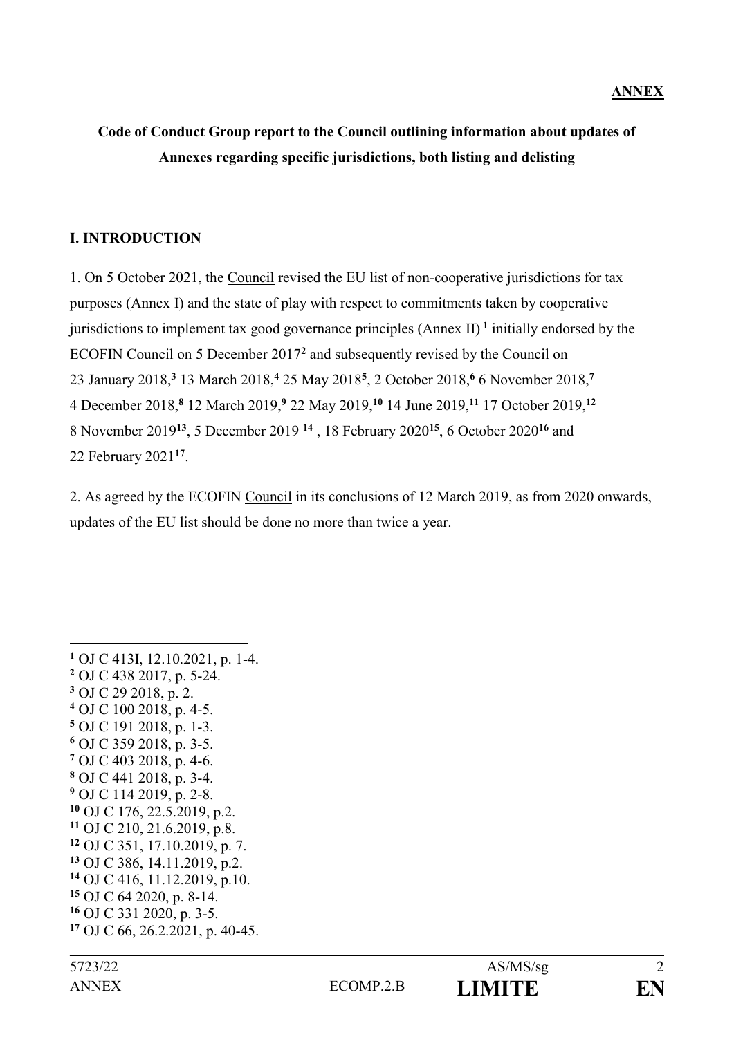**ANNEX**

**Code of Conduct Group report to the Council outlining information about updates of Annexes regarding specific jurisdictions, both listing and delisting**

## I. INTRODUCTION

1. On 5 October 2021, the Council revised the EU list of non-cooperative jurisdictions for tax purposes (Annex I) and the state of play with respect to commitments taken by cooperative jurisdictions to implement tax good governance principles (Annex II) [1] initially endorsed by the ECOFIN Council on 5 December 2017[2] and subsequently revised by the Council on 23 January 2018,[3] 13 March 2018,[4] 25 May 2018[5], 2 October 2018,[6] 6 November 2018,[7] 4 December 2018,[8] 12 March 2019,[9] 22 May 2019,[10] 14 June 2019,[11] 17 October 2019,[12] 8 November 2019[13], 5 December 2019 [14] , 18 February 2020[15], 6 October 2020[16] and 22 February 2021[17].

2. As agreed by the ECOFIN Council in its conclusions of 12 March 2019, as from 2020 onwards, updates of the EU list should be done no more than twice a year.

---

[1] OJ C 413I, 12.10.2021, p. 1-4.
[2] OJ C 438 2017, p. 5-24.
[3] OJ C 29 2018, p. 2.
[4] OJ C 100 2018, p. 4-5.
[5] OJ C 191 2018, p. 1-3.
[6] OJ C 359 2018, p. 3-5.
[7] OJ C 403 2018, p. 4-6.
[8] OJ C 441 2018, p. 3-4.
[9] OJ C 114 2019, p. 2-8.
[10] OJ C 176, 22.5.2019, p.2.
[11] OJ C 210, 21.6.2019, p.8.
[12] OJ C 351, 17.10.2019, p. 7.
[13] OJ C 386, 14.11.2019, p.2.
[14] OJ C 416, 11.12.2019, p.10.
[15] OJ C 64 2020, p. 8-14.
[16] OJ C 331 2020, p. 3-5.
[17] OJ C 66, 26.2.2021, p. 40-45.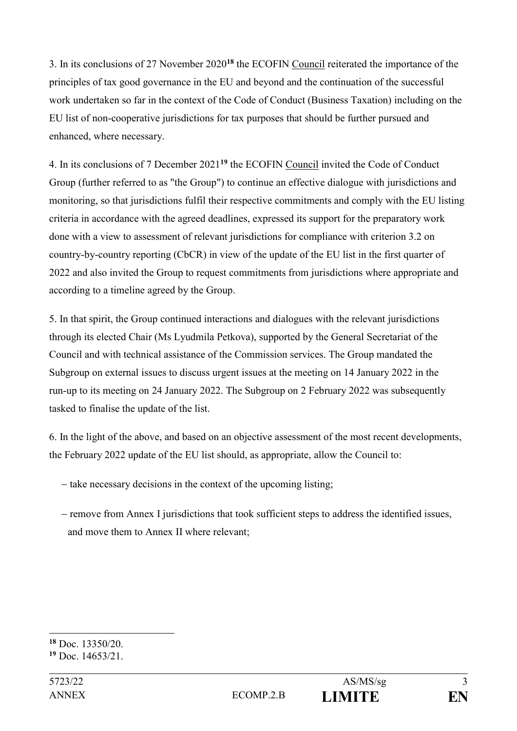3. In its conclusions of 27 November 2020[18] the ECOFIN Council reiterated the importance of the principles of tax good governance in the EU and beyond and the continuation of the successful work undertaken so far in the context of the Code of Conduct (Business Taxation) including on the EU list of non-cooperative jurisdictions for tax purposes that should be further pursued and enhanced, where necessary.

4. In its conclusions of 7 December 2021[19] the ECOFIN Council invited the Code of Conduct Group (further referred to as "the Group") to continue an effective dialogue with jurisdictions and monitoring, so that jurisdictions fulfil their respective commitments and comply with the EU listing criteria in accordance with the agreed deadlines, expressed its support for the preparatory work done with a view to assessment of relevant jurisdictions for compliance with criterion 3.2 on country-by-country reporting (CbCR) in view of the update of the EU list in the first quarter of 2022 and also invited the Group to request commitments from jurisdictions where appropriate and according to a timeline agreed by the Group.

5. In that spirit, the Group continued interactions and dialogues with the relevant jurisdictions through its elected Chair (Ms Lyudmila Petkova), supported by the General Secretariat of the Council and with technical assistance of the Commission services. The Group mandated the Subgroup on external issues to discuss urgent issues at the meeting on 14 January 2022 in the run-up to its meeting on 24 January 2022. The Subgroup on 2 February 2022 was subsequently tasked to finalise the update of the list.

6. In the light of the above, and based on an objective assessment of the most recent developments, the February 2022 update of the EU list should, as appropriate, allow the Council to:

- take necessary decisions in the context of the upcoming listing;
- remove from Annex I jurisdictions that took sufficient steps to address the identified issues, and move them to Annex II where relevant;

---

[18] Doc. 13350/20.

[19] Doc. 14653/21.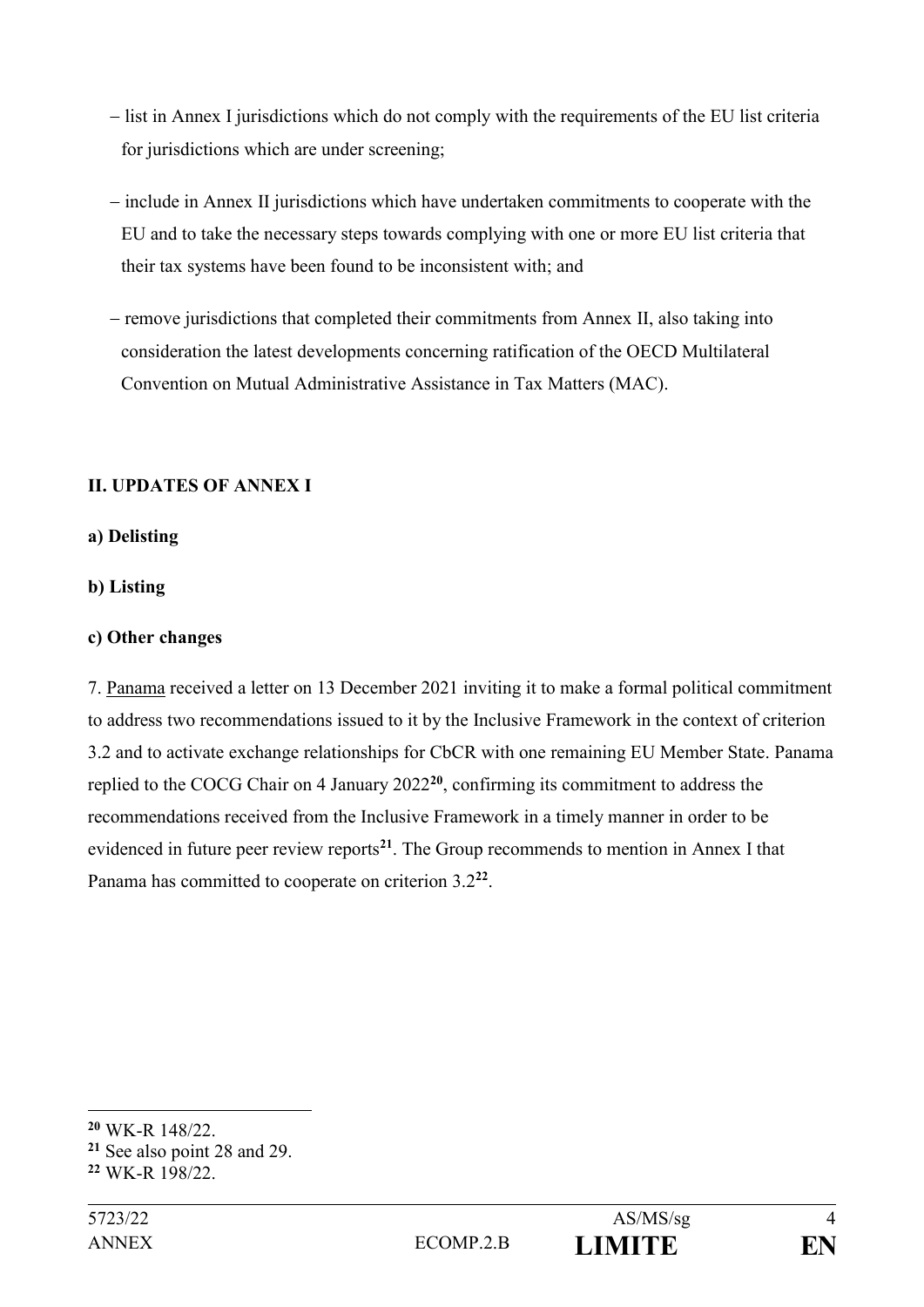– list in Annex I jurisdictions which do not comply with the requirements of the EU list criteria for jurisdictions which are under screening;

– include in Annex II jurisdictions which have undertaken commitments to cooperate with the EU and to take the necessary steps towards complying with one or more EU list criteria that their tax systems have been found to be inconsistent with; and

– remove jurisdictions that completed their commitments from Annex II, also taking into consideration the latest developments concerning ratification of the OECD Multilateral Convention on Mutual Administrative Assistance in Tax Matters (MAC).

## II. UPDATES OF ANNEX I

### a) Delisting

### b) Listing

### c) Other changes

7. Panama received a letter on 13 December 2021 inviting it to make a formal political commitment to address two recommendations issued to it by the Inclusive Framework in the context of criterion 3.2 and to activate exchange relationships for CbCR with one remaining EU Member State. Panama replied to the COCG Chair on 4 January 2022[20], confirming its commitment to address the recommendations received from the Inclusive Framework in a timely manner in order to be evidenced in future peer review reports[21]. The Group recommends to mention in Annex I that Panama has committed to cooperate on criterion 3.2[22].

---

[20] WK-R 148/22.

[21] See also point 28 and 29.

[22] WK-R 198/22.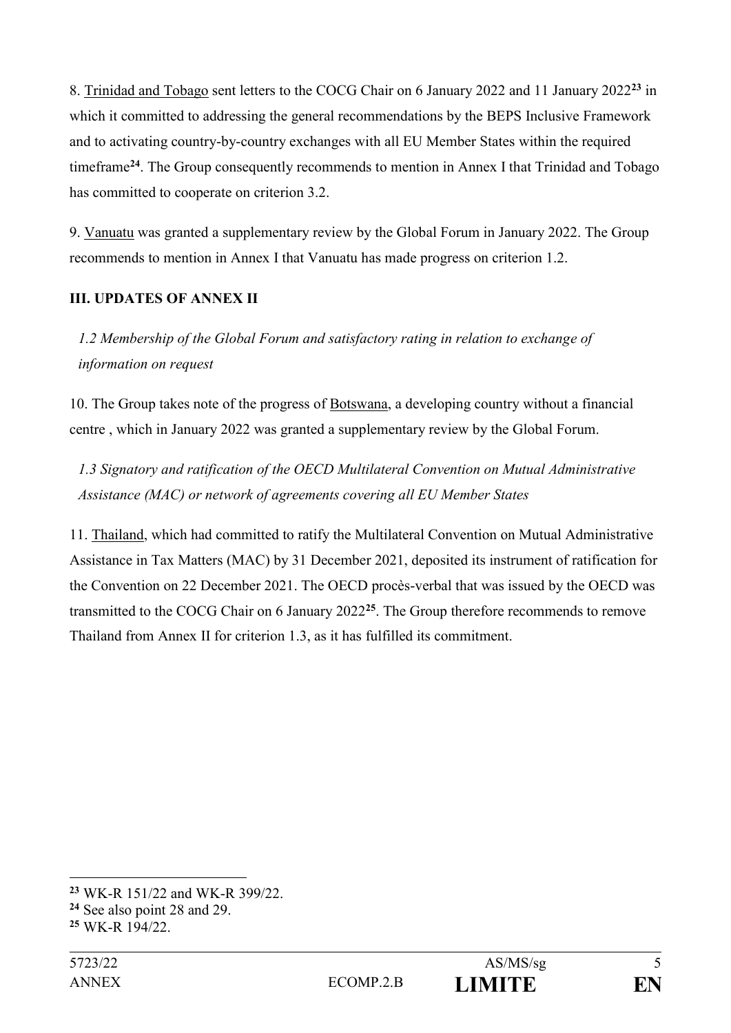8. Trinidad and Tobago sent letters to the COCG Chair on 6 January 2022 and 11 January 2022[23] in which it committed to addressing the general recommendations by the BEPS Inclusive Framework and to activating country-by-country exchanges with all EU Member States within the required timeframe[24]. The Group consequently recommends to mention in Annex I that Trinidad and Tobago has committed to cooperate on criterion 3.2.

9. Vanuatu was granted a supplementary review by the Global Forum in January 2022. The Group recommends to mention in Annex I that Vanuatu has made progress on criterion 1.2.

### III. UPDATES OF ANNEX II

*1.2 Membership of the Global Forum and satisfactory rating in relation to exchange of information on request*

10. The Group takes note of the progress of Botswana, a developing country without a financial centre , which in January 2022 was granted a supplementary review by the Global Forum.

*1.3 Signatory and ratification of the OECD Multilateral Convention on Mutual Administrative Assistance (MAC) or network of agreements covering all EU Member States*

11. Thailand, which had committed to ratify the Multilateral Convention on Mutual Administrative Assistance in Tax Matters (MAC) by 31 December 2021, deposited its instrument of ratification for the Convention on 22 December 2021. The OECD procès-verbal that was issued by the OECD was transmitted to the COCG Chair on 6 January 2022[25]. The Group therefore recommends to remove Thailand from Annex II for criterion 1.3, as it has fulfilled its commitment.

---

[23] WK-R 151/22 and WK-R 399/22.

[24] See also point 28 and 29.

[25] WK-R 194/22.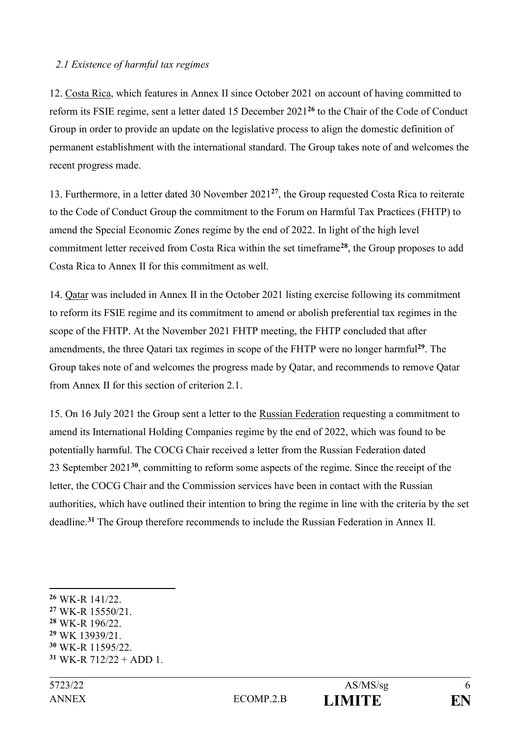*2.1 Existence of harmful tax regimes*

12. Costa Rica, which features in Annex II since October 2021 on account of having committed to reform its FSIE regime, sent a letter dated 15 December 2021[26] to the Chair of the Code of Conduct Group in order to provide an update on the legislative process to align the domestic definition of permanent establishment with the international standard. The Group takes note of and welcomes the recent progress made.

13. Furthermore, in a letter dated 30 November 2021[27], the Group requested Costa Rica to reiterate to the Code of Conduct Group the commitment to the Forum on Harmful Tax Practices (FHTP) to amend the Special Economic Zones regime by the end of 2022. In light of the high level commitment letter received from Costa Rica within the set timeframe[28], the Group proposes to add Costa Rica to Annex II for this commitment as well.

14. Qatar was included in Annex II in the October 2021 listing exercise following its commitment to reform its FSIE regime and its commitment to amend or abolish preferential tax regimes in the scope of the FHTP. At the November 2021 FHTP meeting, the FHTP concluded that after amendments, the three Qatari tax regimes in scope of the FHTP were no longer harmful[29]. The Group takes note of and welcomes the progress made by Qatar, and recommends to remove Qatar from Annex II for this section of criterion 2.1.

15. On 16 July 2021 the Group sent a letter to the Russian Federation requesting a commitment to amend its International Holding Companies regime by the end of 2022, which was found to be potentially harmful. The COCG Chair received a letter from the Russian Federation dated 23 September 2021[30], committing to reform some aspects of the regime. Since the receipt of the letter, the COCG Chair and the Commission services have been in contact with the Russian authorities, which have outlined their intention to bring the regime in line with the criteria by the set deadline.[31] The Group therefore recommends to include the Russian Federation in Annex II.

---

[26] WK-R 141/22.

[27] WK-R 15550/21.

[28] WK-R 196/22.

[29] WK 13939/21.

[30] WK-R 11595/22.

[31] WK-R 712/22 + ADD 1.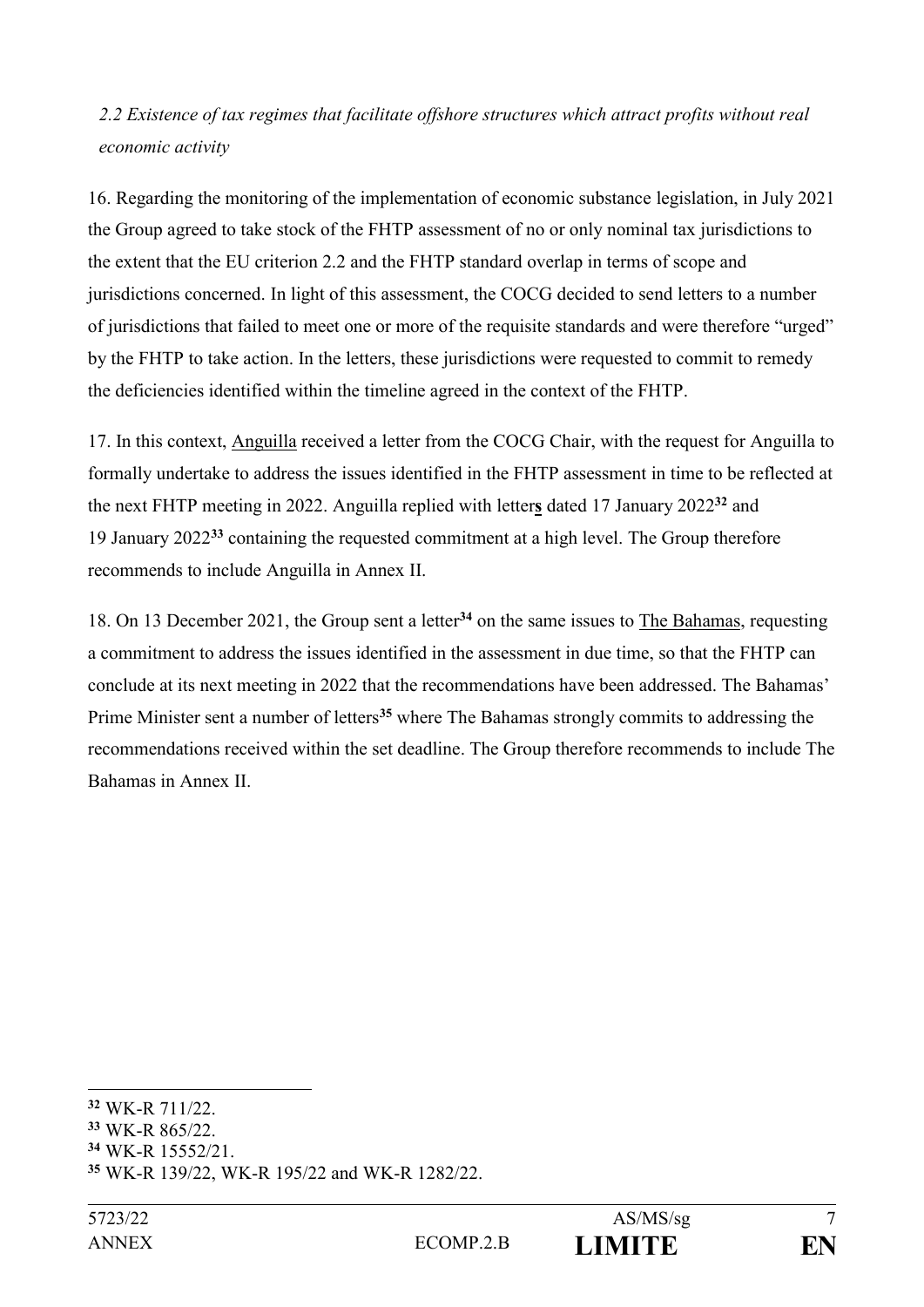*2.2 Existence of tax regimes that facilitate offshore structures which attract profits without real economic activity*

16. Regarding the monitoring of the implementation of economic substance legislation, in July 2021 the Group agreed to take stock of the FHTP assessment of no or only nominal tax jurisdictions to the extent that the EU criterion 2.2 and the FHTP standard overlap in terms of scope and jurisdictions concerned. In light of this assessment, the COCG decided to send letters to a number of jurisdictions that failed to meet one or more of the requisite standards and were therefore "urged" by the FHTP to take action. In the letters, these jurisdictions were requested to commit to remedy the deficiencies identified within the timeline agreed in the context of the FHTP.

17. In this context, Anguilla received a letter from the COCG Chair, with the request for Anguilla to formally undertake to address the issues identified in the FHTP assessment in time to be reflected at the next FHTP meeting in 2022. Anguilla replied with letter**s** dated 17 January 2022[32] and 19 January 2022[33] containing the requested commitment at a high level. The Group therefore recommends to include Anguilla in Annex II.

18. On 13 December 2021, the Group sent a letter[34] on the same issues to The Bahamas, requesting a commitment to address the issues identified in the assessment in due time, so that the FHTP can conclude at its next meeting in 2022 that the recommendations have been addressed. The Bahamas' Prime Minister sent a number of letters[35] where The Bahamas strongly commits to addressing the recommendations received within the set deadline. The Group therefore recommends to include The Bahamas in Annex II.

---

[32] WK-R 711/22.

[33] WK-R 865/22.

[34] WK-R 15552/21.

[35] WK-R 139/22, WK-R 195/22 and WK-R 1282/22.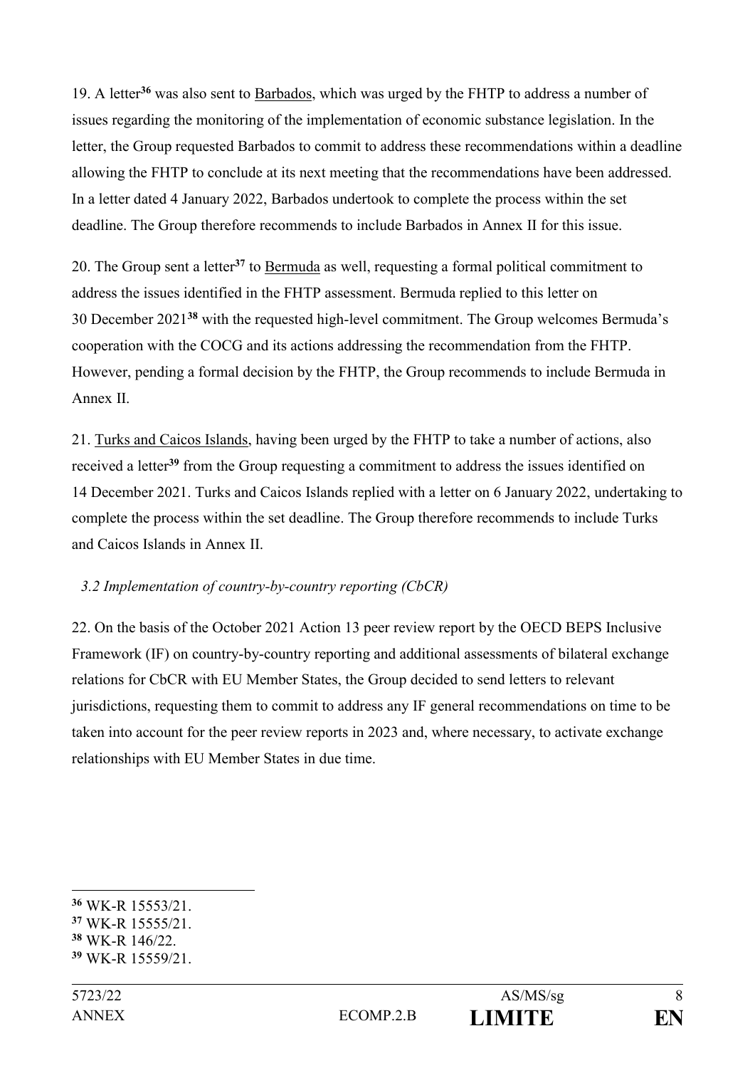19. A letter[36] was also sent to Barbados, which was urged by the FHTP to address a number of issues regarding the monitoring of the implementation of economic substance legislation. In the letter, the Group requested Barbados to commit to address these recommendations within a deadline allowing the FHTP to conclude at its next meeting that the recommendations have been addressed. In a letter dated 4 January 2022, Barbados undertook to complete the process within the set deadline. The Group therefore recommends to include Barbados in Annex II for this issue.

20. The Group sent a letter[37] to Bermuda as well, requesting a formal political commitment to address the issues identified in the FHTP assessment. Bermuda replied to this letter on 30 December 2021[38] with the requested high-level commitment. The Group welcomes Bermuda's cooperation with the COCG and its actions addressing the recommendation from the FHTP. However, pending a formal decision by the FHTP, the Group recommends to include Bermuda in Annex II.

21. Turks and Caicos Islands, having been urged by the FHTP to take a number of actions, also received a letter[39] from the Group requesting a commitment to address the issues identified on 14 December 2021. Turks and Caicos Islands replied with a letter on 6 January 2022, undertaking to complete the process within the set deadline. The Group therefore recommends to include Turks and Caicos Islands in Annex II.

*3.2 Implementation of country-by-country reporting (CbCR)*

22. On the basis of the October 2021 Action 13 peer review report by the OECD BEPS Inclusive Framework (IF) on country-by-country reporting and additional assessments of bilateral exchange relations for CbCR with EU Member States, the Group decided to send letters to relevant jurisdictions, requesting them to commit to address any IF general recommendations on time to be taken into account for the peer review reports in 2023 and, where necessary, to activate exchange relationships with EU Member States in due time.

---

[36] WK-R 15553/21.

[37] WK-R 15555/21.

[38] WK-R 146/22.

[39] WK-R 15559/21.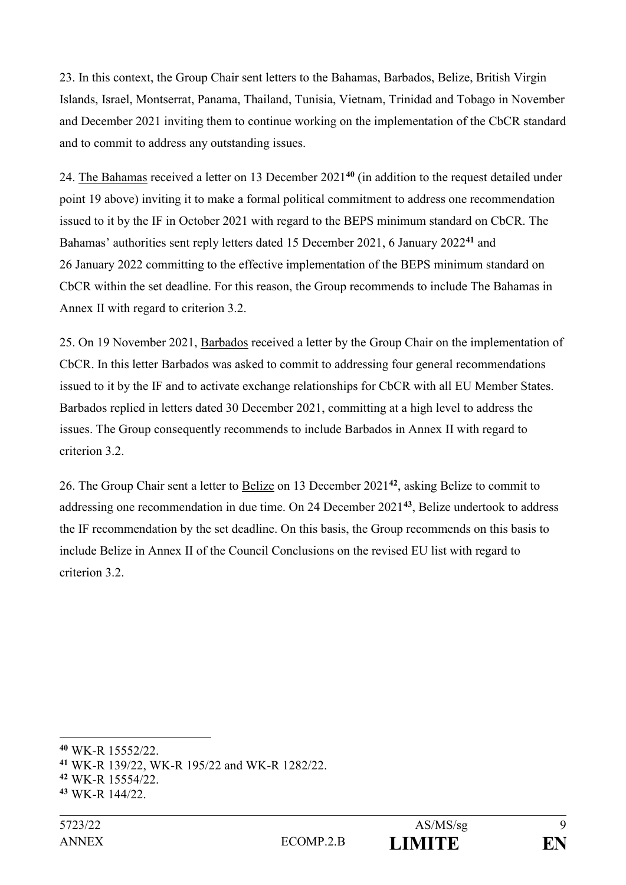23. In this context, the Group Chair sent letters to the Bahamas, Barbados, Belize, British Virgin Islands, Israel, Montserrat, Panama, Thailand, Tunisia, Vietnam, Trinidad and Tobago in November and December 2021 inviting them to continue working on the implementation of the CbCR standard and to commit to address any outstanding issues.

24. The Bahamas received a letter on 13 December 2021[40] (in addition to the request detailed under point 19 above) inviting it to make a formal political commitment to address one recommendation issued to it by the IF in October 2021 with regard to the BEPS minimum standard on CbCR. The Bahamas' authorities sent reply letters dated 15 December 2021, 6 January 2022[41] and 26 January 2022 committing to the effective implementation of the BEPS minimum standard on CbCR within the set deadline. For this reason, the Group recommends to include The Bahamas in Annex II with regard to criterion 3.2.

25. On 19 November 2021, Barbados received a letter by the Group Chair on the implementation of CbCR. In this letter Barbados was asked to commit to addressing four general recommendations issued to it by the IF and to activate exchange relationships for CbCR with all EU Member States. Barbados replied in letters dated 30 December 2021, committing at a high level to address the issues. The Group consequently recommends to include Barbados in Annex II with regard to criterion 3.2.

26. The Group Chair sent a letter to Belize on 13 December 2021[42], asking Belize to commit to addressing one recommendation in due time. On 24 December 2021[43], Belize undertook to address the IF recommendation by the set deadline. On this basis, the Group recommends on this basis to include Belize in Annex II of the Council Conclusions on the revised EU list with regard to criterion 3.2.

---

[40] WK-R 15552/22.

[41] WK-R 139/22, WK-R 195/22 and WK-R 1282/22.

[42] WK-R 15554/22.

[43] WK-R 144/22.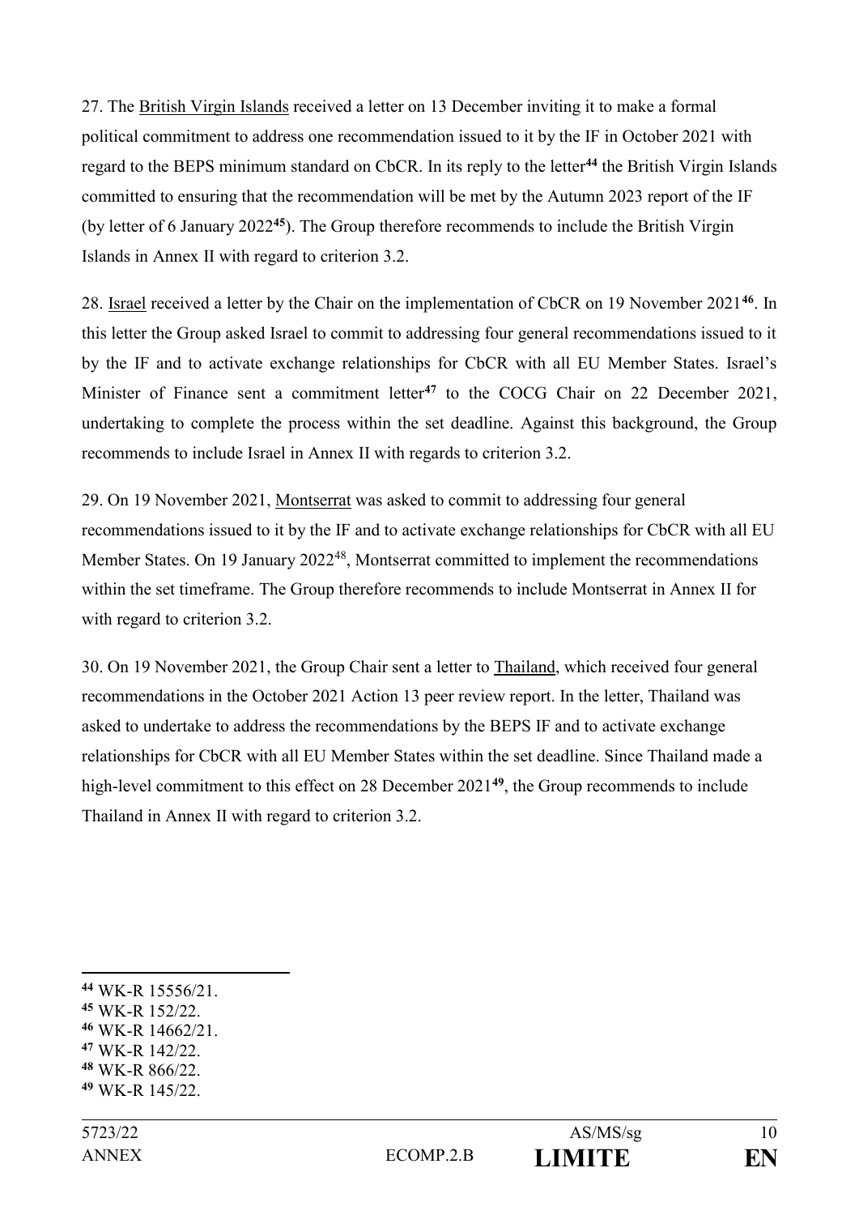27. The British Virgin Islands received a letter on 13 December inviting it to make a formal political commitment to address one recommendation issued to it by the IF in October 2021 with regard to the BEPS minimum standard on CbCR. In its reply to the letter[44] the British Virgin Islands committed to ensuring that the recommendation will be met by the Autumn 2023 report of the IF (by letter of 6 January 2022[45]). The Group therefore recommends to include the British Virgin Islands in Annex II with regard to criterion 3.2.

28. Israel received a letter by the Chair on the implementation of CbCR on 19 November 2021[46]. In this letter the Group asked Israel to commit to addressing four general recommendations issued to it by the IF and to activate exchange relationships for CbCR with all EU Member States. Israel's Minister of Finance sent a commitment letter[47] to the COCG Chair on 22 December 2021, undertaking to complete the process within the set deadline. Against this background, the Group recommends to include Israel in Annex II with regards to criterion 3.2.

29. On 19 November 2021, Montserrat was asked to commit to addressing four general recommendations issued to it by the IF and to activate exchange relationships for CbCR with all EU Member States. On 19 January 2022[48], Montserrat committed to implement the recommendations within the set timeframe. The Group therefore recommends to include Montserrat in Annex II for with regard to criterion 3.2.

30. On 19 November 2021, the Group Chair sent a letter to Thailand, which received four general recommendations in the October 2021 Action 13 peer review report. In the letter, Thailand was asked to undertake to address the recommendations by the BEPS IF and to activate exchange relationships for CbCR with all EU Member States within the set deadline. Since Thailand made a high-level commitment to this effect on 28 December 2021[49], the Group recommends to include Thailand in Annex II with regard to criterion 3.2.

---

[44] WK-R 15556/21.
[45] WK-R 152/22.
[46] WK-R 14662/21.
[47] WK-R 142/22.
[48] WK-R 866/22.
[49] WK-R 145/22.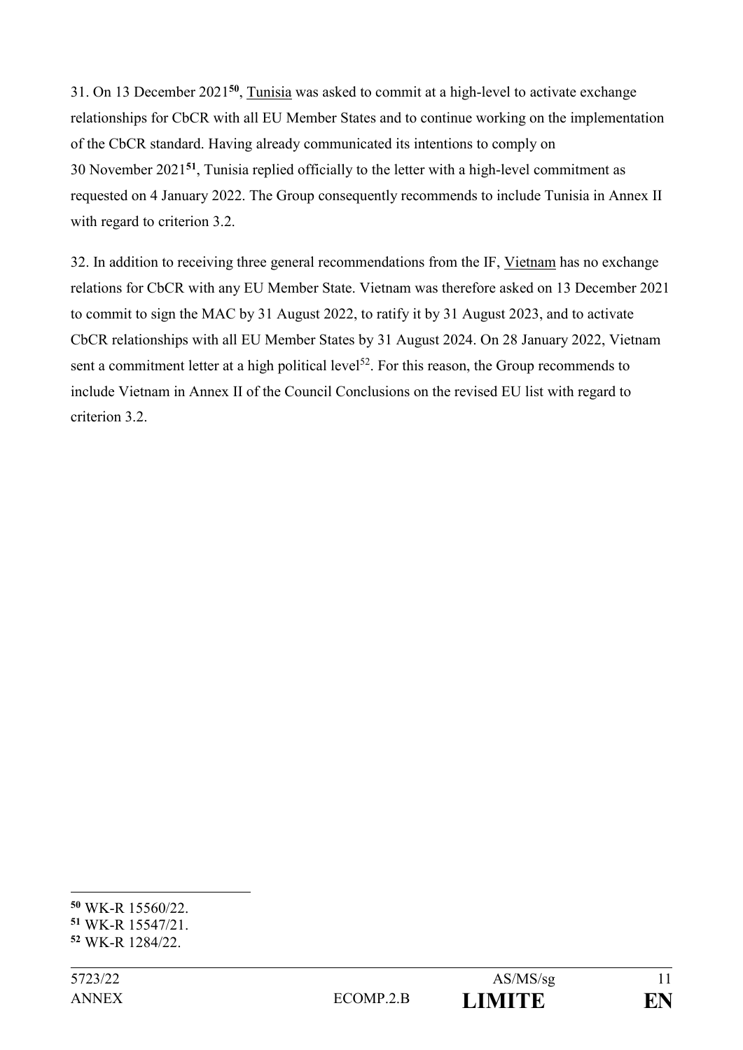31. On 13 December 2021[50], Tunisia was asked to commit at a high-level to activate exchange relationships for CbCR with all EU Member States and to continue working on the implementation of the CbCR standard. Having already communicated its intentions to comply on 30 November 2021[51], Tunisia replied officially to the letter with a high-level commitment as requested on 4 January 2022. The Group consequently recommends to include Tunisia in Annex II with regard to criterion 3.2.

32. In addition to receiving three general recommendations from the IF, Vietnam has no exchange relations for CbCR with any EU Member State. Vietnam was therefore asked on 13 December 2021 to commit to sign the MAC by 31 August 2022, to ratify it by 31 August 2023, and to activate CbCR relationships with all EU Member States by 31 August 2024. On 28 January 2022, Vietnam sent a commitment letter at a high political level[52]. For this reason, the Group recommends to include Vietnam in Annex II of the Council Conclusions on the revised EU list with regard to criterion 3.2.

---

[50] WK-R 15560/22.
[51] WK-R 15547/21.
[52] WK-R 1284/22.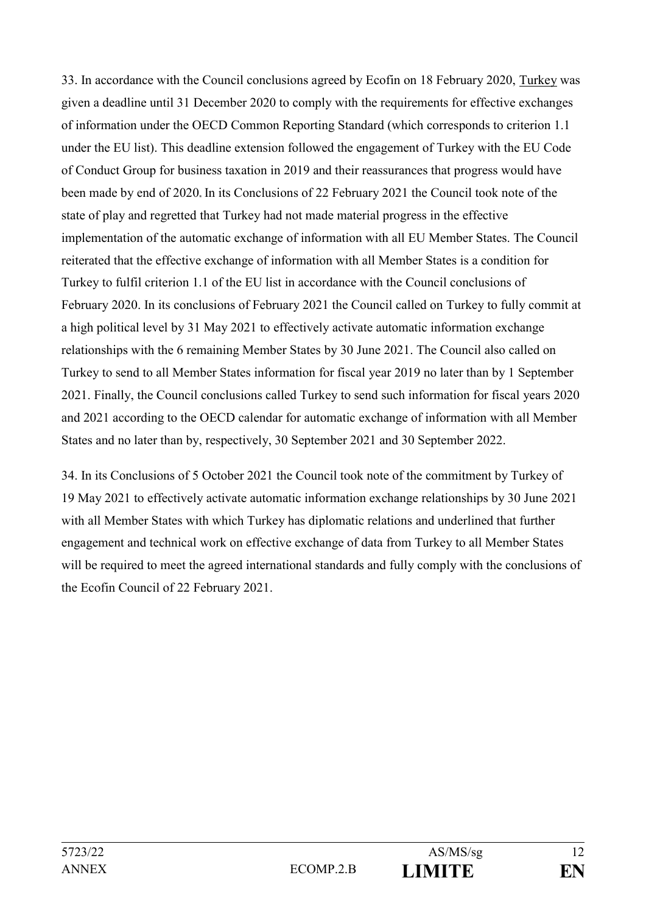33. In accordance with the Council conclusions agreed by Ecofin on 18 February 2020, Turkey was given a deadline until 31 December 2020 to comply with the requirements for effective exchanges of information under the OECD Common Reporting Standard (which corresponds to criterion 1.1 under the EU list). This deadline extension followed the engagement of Turkey with the EU Code of Conduct Group for business taxation in 2019 and their reassurances that progress would have been made by end of 2020. In its Conclusions of 22 February 2021 the Council took note of the state of play and regretted that Turkey had not made material progress in the effective implementation of the automatic exchange of information with all EU Member States. The Council reiterated that the effective exchange of information with all Member States is a condition for Turkey to fulfil criterion 1.1 of the EU list in accordance with the Council conclusions of February 2020. In its conclusions of February 2021 the Council called on Turkey to fully commit at a high political level by 31 May 2021 to effectively activate automatic information exchange relationships with the 6 remaining Member States by 30 June 2021. The Council also called on Turkey to send to all Member States information for fiscal year 2019 no later than by 1 September 2021. Finally, the Council conclusions called Turkey to send such information for fiscal years 2020 and 2021 according to the OECD calendar for automatic exchange of information with all Member States and no later than by, respectively, 30 September 2021 and 30 September 2022.

34. In its Conclusions of 5 October 2021 the Council took note of the commitment by Turkey of 19 May 2021 to effectively activate automatic information exchange relationships by 30 June 2021 with all Member States with which Turkey has diplomatic relations and underlined that further engagement and technical work on effective exchange of data from Turkey to all Member States will be required to meet the agreed international standards and fully comply with the conclusions of the Ecofin Council of 22 February 2021.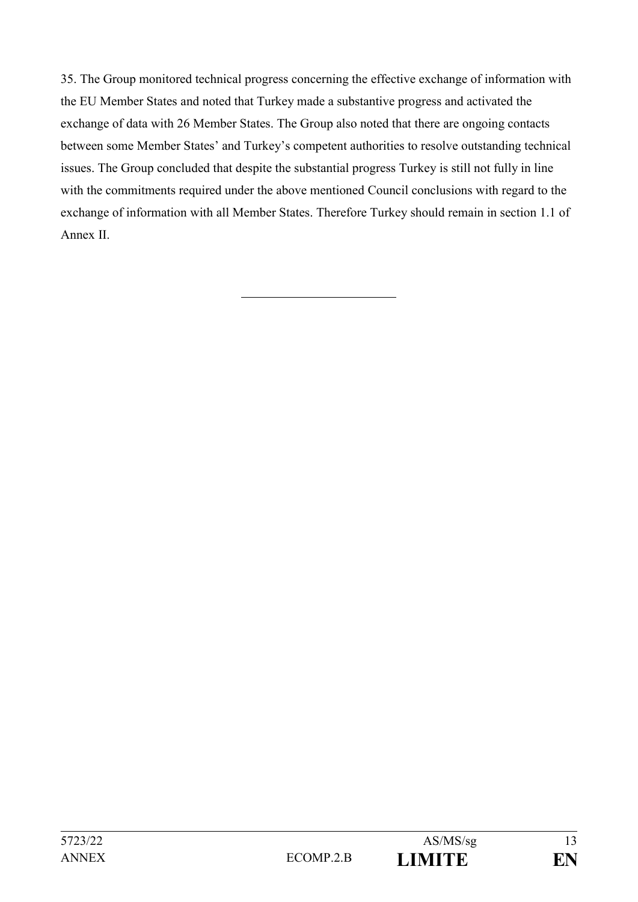35. The Group monitored technical progress concerning the effective exchange of information with the EU Member States and noted that Turkey made a substantive progress and activated the exchange of data with 26 Member States. The Group also noted that there are ongoing contacts between some Member States' and Turkey's competent authorities to resolve outstanding technical issues. The Group concluded that despite the substantial progress Turkey is still not fully in line with the commitments required under the above mentioned Council conclusions with regard to the exchange of information with all Member States. Therefore Turkey should remain in section 1.1 of Annex II.